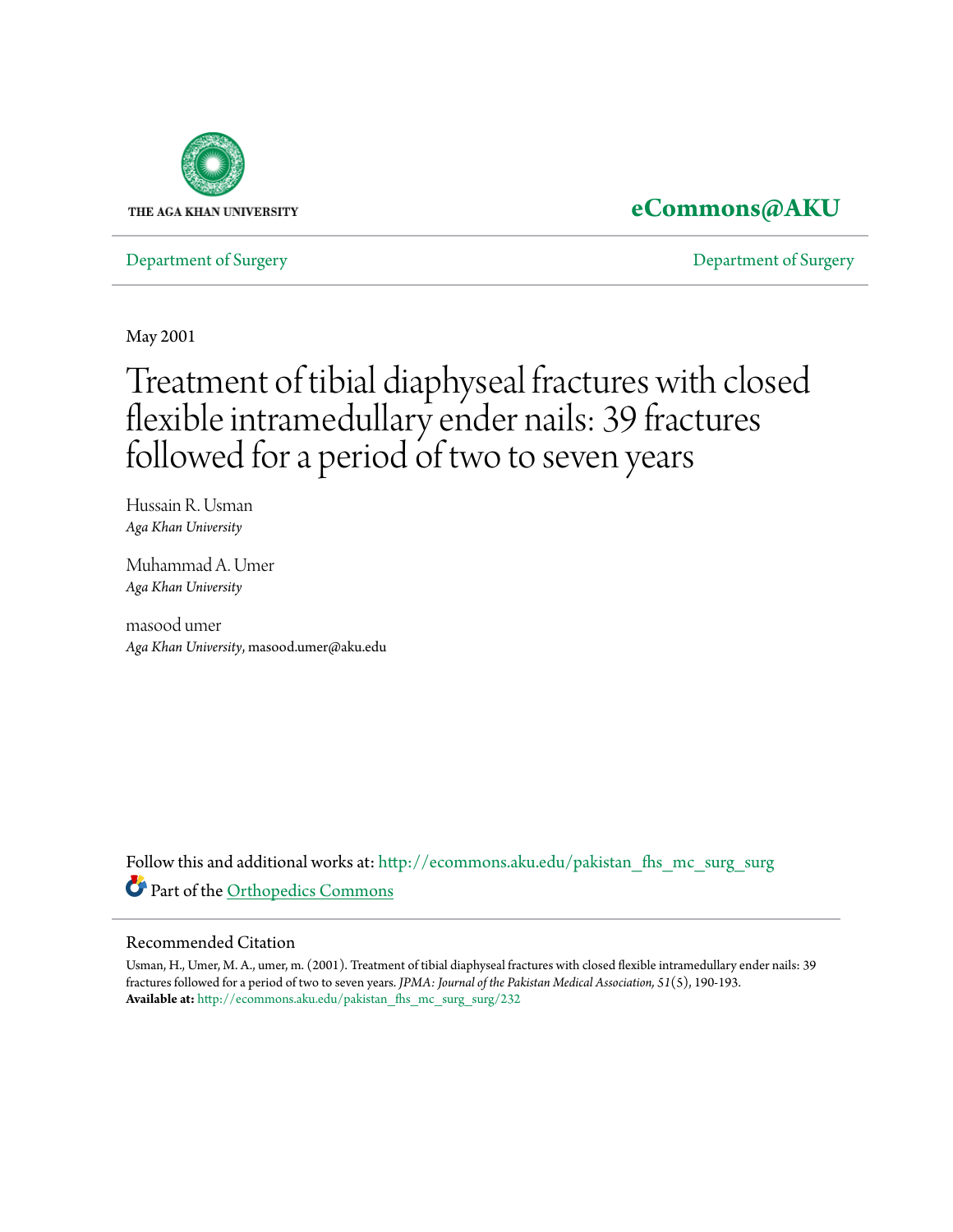THE AGA KHAN UNIVERSITY

**eCommons@AKU**

Department of Surgery | Department of Surgery

May 2001

# Treatment of tibial diaphyseal fractures with closed flexible intramedullary ender nails: 39 fractures followed for a period of two to seven years

Hussain R. Usman
*Aga Khan University*

Muhammad A. Umer
*Aga Khan University*

masood umer
*Aga Khan University*, masood.umer@aku.edu

Follow this and additional works at: http://ecommons.aku.edu/pakistan_fhs_mc_surg_surg

Part of the Orthopedics Commons

## Recommended Citation

Usman, H., Umer, M. A., umer, m. (2001). Treatment of tibial diaphyseal fractures with closed flexible intramedullary ender nails: 39 fractures followed for a period of two to seven years. *JPMA: Journal of the Pakistan Medical Association, 51*(5), 190-193.
**Available at:** http://ecommons.aku.edu/pakistan_fhs_mc_surg_surg/232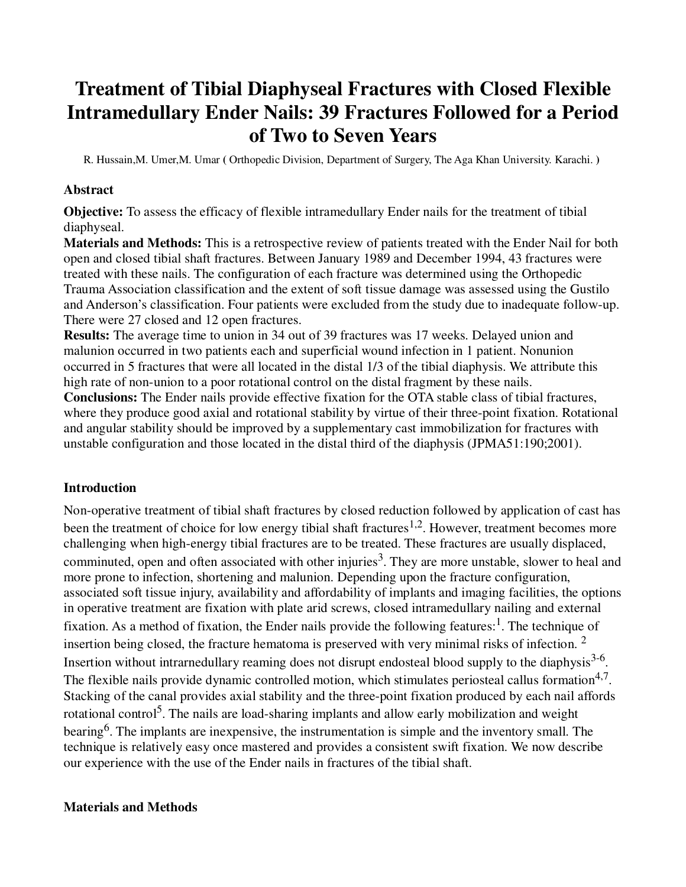# Treatment of Tibial Diaphyseal Fractures with Closed Flexible Intramedullary Ender Nails: 39 Fractures Followed for a Period of Two to Seven Years

R. Hussain,M. Umer,M. Umar ( Orthopedic Division, Department of Surgery, The Aga Khan University. Karachi. )

### Abstract

**Objective:** To assess the efficacy of flexible intramedullary Ender nails for the treatment of tibial diaphyseal.

**Materials and Methods:** This is a retrospective review of patients treated with the Ender Nail for both open and closed tibial shaft fractures. Between January 1989 and December 1994, 43 fractures were treated with these nails. The configuration of each fracture was determined using the Orthopedic Trauma Association classification and the extent of soft tissue damage was assessed using the Gustilo and Anderson's classification. Four patients were excluded from the study due to inadequate follow-up. There were 27 closed and 12 open fractures.

**Results:** The average time to union in 34 out of 39 fractures was 17 weeks. Delayed union and malunion occurred in two patients each and superficial wound infection in 1 patient. Nonunion occurred in 5 fractures that were all located in the distal 1/3 of the tibial diaphysis. We attribute this high rate of non-union to a poor rotational control on the distal fragment by these nails.

**Conclusions:** The Ender nails provide effective fixation for the OTA stable class of tibial fractures, where they produce good axial and rotational stability by virtue of their three-point fixation. Rotational and angular stability should be improved by a supplementary cast immobilization for fractures with unstable configuration and those located in the distal third of the diaphysis (JPMA51:190;2001).

### Introduction

Non-operative treatment of tibial shaft fractures by closed reduction followed by application of cast has been the treatment of choice for low energy tibial shaft fractures[1,2]. However, treatment becomes more challenging when high-energy tibial fractures are to be treated. These fractures are usually displaced, comminuted, open and often associated with other injuries[3]. They are more unstable, slower to heal and more prone to infection, shortening and malunion. Depending upon the fracture configuration, associated soft tissue injury, availability and affordability of implants and imaging facilities, the options in operative treatment are fixation with plate arid screws, closed intramedullary nailing and external fixation. As a method of fixation, the Ender nails provide the following features:[1]. The technique of insertion being closed, the fracture hematoma is preserved with very minimal risks of infection. [2] Insertion without intrarnedullary reaming does not disrupt endosteal blood supply to the diaphysis[3-6]. The flexible nails provide dynamic controlled motion, which stimulates periosteal callus formation[4,7]. Stacking of the canal provides axial stability and the three-point fixation produced by each nail affords rotational control[5]. The nails are load-sharing implants and allow early mobilization and weight bearing[6]. The implants are inexpensive, the instrumentation is simple and the inventory small. The technique is relatively easy once mastered and provides a consistent swift fixation. We now describe our experience with the use of the Ender nails in fractures of the tibial shaft.

### Materials and Methods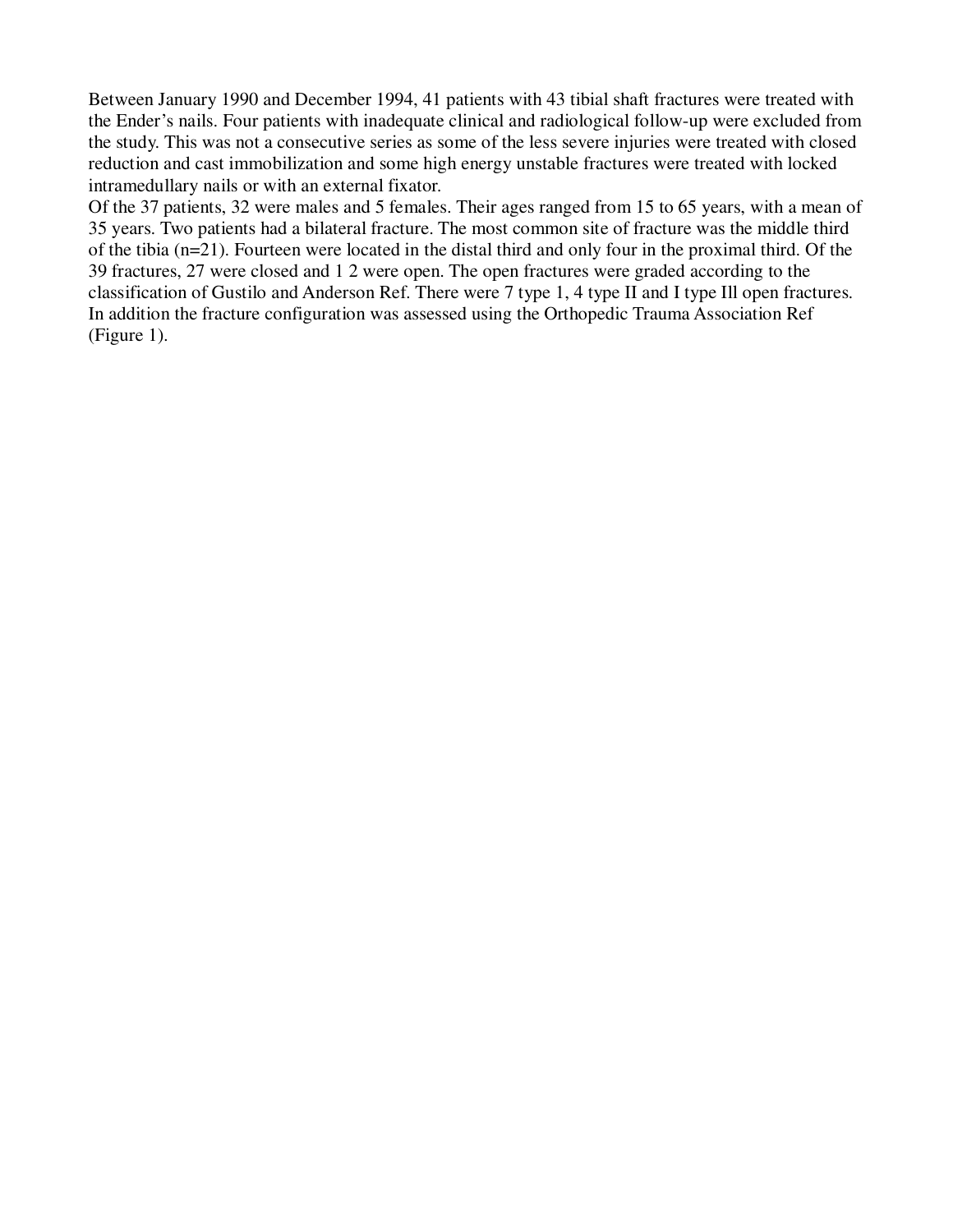Between January 1990 and December 1994, 41 patients with 43 tibial shaft fractures were treated with the Ender's nails. Four patients with inadequate clinical and radiological follow-up were excluded from the study. This was not a consecutive series as some of the less severe injuries were treated with closed reduction and cast immobilization and some high energy unstable fractures were treated with locked intramedullary nails or with an external fixator.

Of the 37 patients, 32 were males and 5 females. Their ages ranged from 15 to 65 years, with a mean of 35 years. Two patients had a bilateral fracture. The most common site of fracture was the middle third of the tibia (n=21). Fourteen were located in the distal third and only four in the proximal third. Of the 39 fractures, 27 were closed and 1 2 were open. The open fractures were graded according to the classification of Gustilo and Anderson Ref. There were 7 type 1, 4 type II and I type Ill open fractures. In addition the fracture configuration was assessed using the Orthopedic Trauma Association Ref (Figure 1).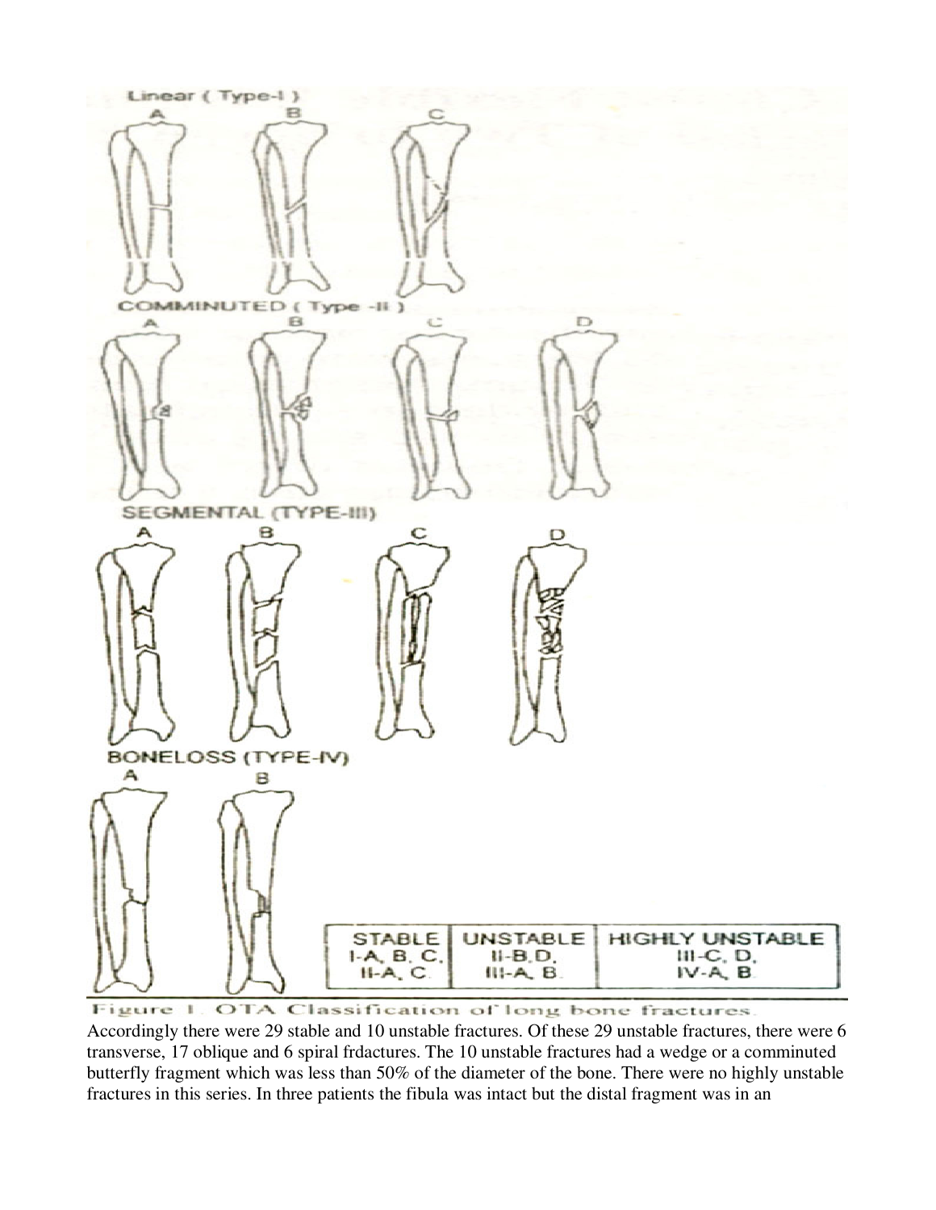Linear ( Type-I )

A B C

COMMINUTED ( Type -II )

A B C D

SEGMENTAL (TYPE-III)

A B C D

BONELOSS (TYPE-IV)

A B

| STABLE | UNSTABLE | HIGHLY UNSTABLE |
|---|---|---|
| I-A, B, C, II-A, C | II-B,D, III-A, B | III-C, D, IV-A, B |

Figure 1. OTA Classification of long bone fractures.

Accordingly there were 29 stable and 10 unstable fractures. Of these 29 unstable fractures, there were 6 transverse, 17 oblique and 6 spiral frdactures. The 10 unstable fractures had a wedge or a comminuted butterfly fragment which was less than 50% of the diameter of the bone. There were no highly unstable fractures in this series. In three patients the fibula was intact but the distal fragment was in an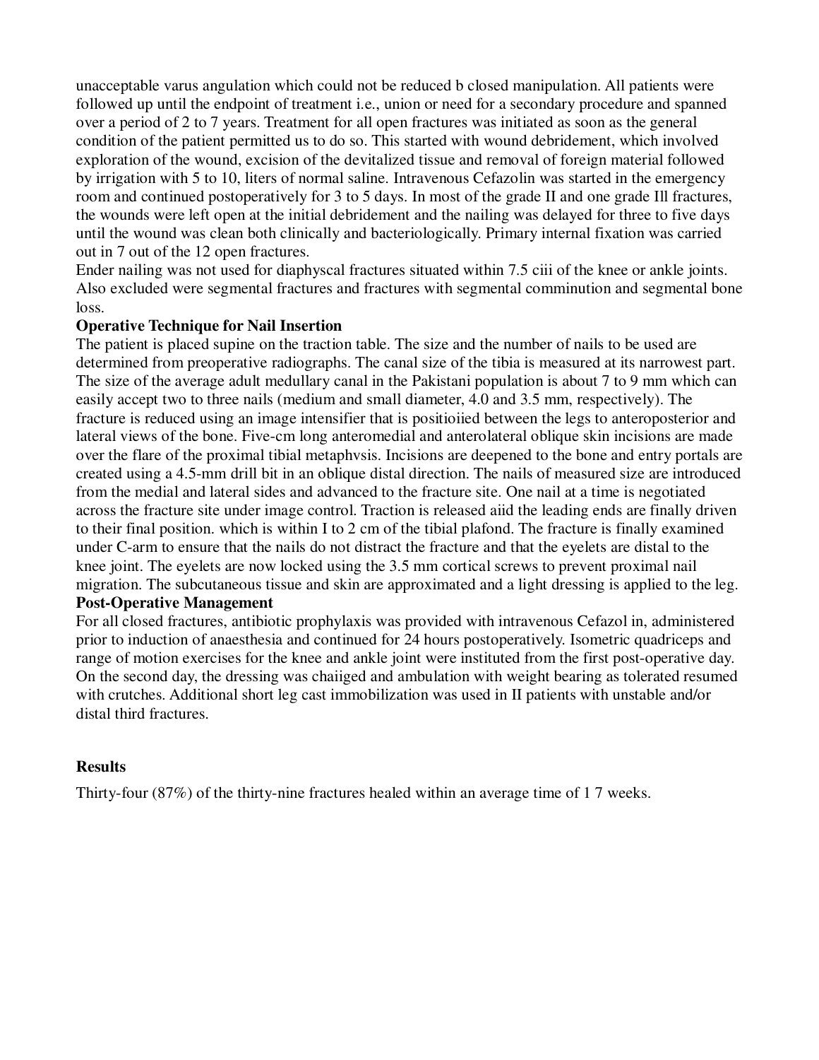unacceptable varus angulation which could not be reduced b closed manipulation. All patients were followed up until the endpoint of treatment i.e., union or need for a secondary procedure and spanned over a period of 2 to 7 years. Treatment for all open fractures was initiated as soon as the general condition of the patient permitted us to do so. This started with wound debridement, which involved exploration of the wound, excision of the devitalized tissue and removal of foreign material followed by irrigation with 5 to 10, liters of normal saline. Intravenous Cefazolin was started in the emergency room and continued postoperatively for 3 to 5 days. In most of the grade II and one grade Ill fractures, the wounds were left open at the initial debridement and the nailing was delayed for three to five days until the wound was clean both clinically and bacteriologically. Primary internal fixation was carried out in 7 out of the 12 open fractures.

Ender nailing was not used for diaphyscal fractures situated within 7.5 ciii of the knee or ankle joints. Also excluded were segmental fractures and fractures with segmental comminution and segmental bone loss.

**Operative Technique for Nail Insertion**

The patient is placed supine on the traction table. The size and the number of nails to be used are determined from preoperative radiographs. The canal size of the tibia is measured at its narrowest part. The size of the average adult medullary canal in the Pakistani population is about 7 to 9 mm which can easily accept two to three nails (medium and small diameter, 4.0 and 3.5 mm, respectively). The fracture is reduced using an image intensifier that is positioiied between the legs to anteroposterior and lateral views of the bone. Five-cm long anteromedial and anterolateral oblique skin incisions are made over the flare of the proximal tibial metaphvsis. Incisions are deepened to the bone and entry portals are created using a 4.5-mm drill bit in an oblique distal direction. The nails of measured size are introduced from the medial and lateral sides and advanced to the fracture site. One nail at a time is negotiated across the fracture site under image control. Traction is released aiid the leading ends are finally driven to their final position. which is within I to 2 cm of the tibial plafond. The fracture is finally examined under C-arm to ensure that the nails do not distract the fracture and that the eyelets are distal to the knee joint. The eyelets are now locked using the 3.5 mm cortical screws to prevent proximal nail migration. The subcutaneous tissue and skin are approximated and a light dressing is applied to the leg.

**Post-Operative Management**

For all closed fractures, antibiotic prophylaxis was provided with intravenous Cefazol in, administered prior to induction of anaesthesia and continued for 24 hours postoperatively. Isometric quadriceps and range of motion exercises for the knee and ankle joint were instituted from the first post-operative day. On the second day, the dressing was chaiiged and ambulation with weight bearing as tolerated resumed with crutches. Additional short leg cast immobilization was used in II patients with unstable and/or distal third fractures.

**Results**

Thirty-four (87%) of the thirty-nine fractures healed within an average time of 1 7 weeks.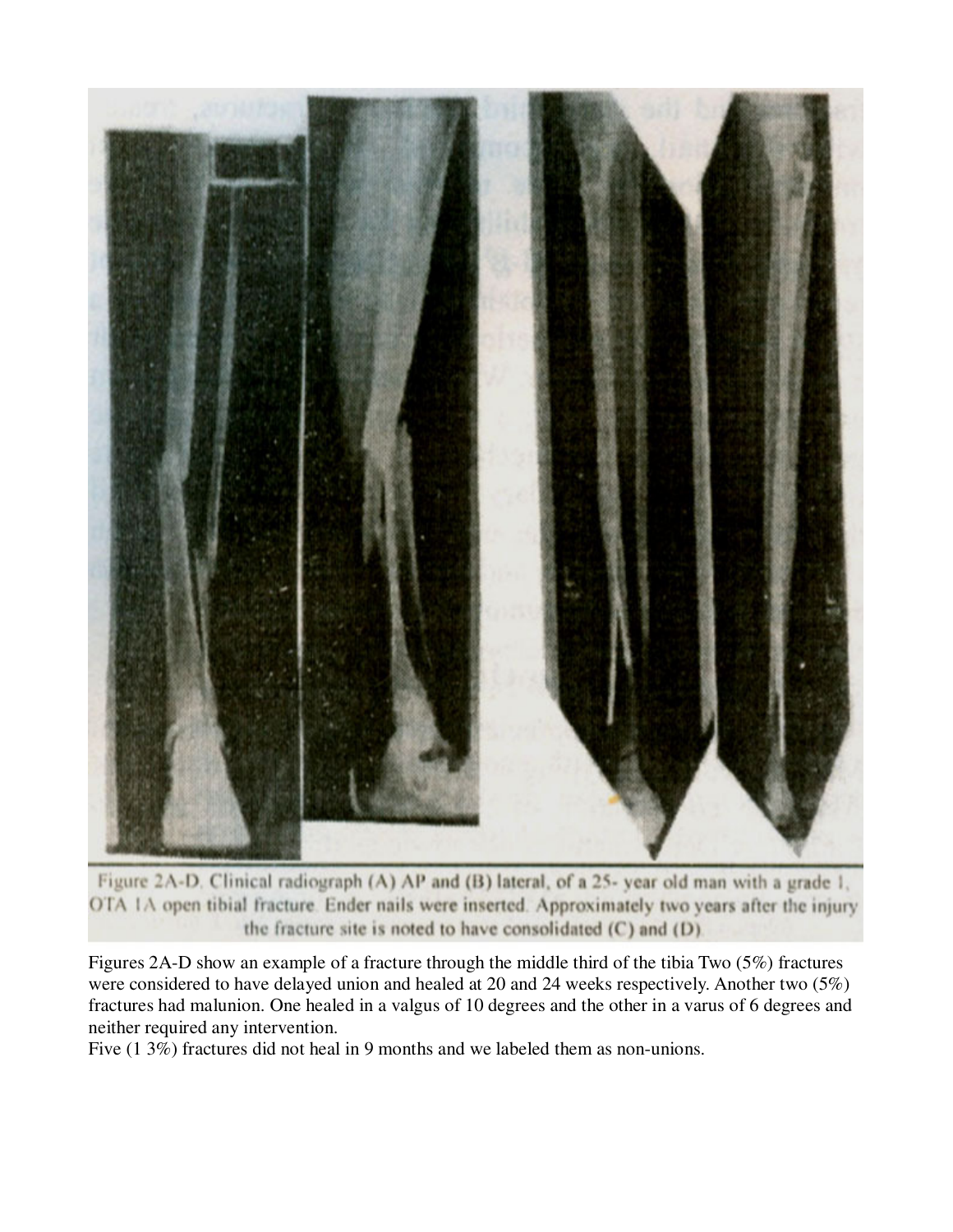Figure 2A-D. Clinical radiograph (A) AP and (B) lateral, of a 25- year old man with a grade 1, OTA 1A open tibial fracture. Ender nails were inserted. Approximately two years after the injury the fracture site is noted to have consolidated (C) and (D).

Figures 2A-D show an example of a fracture through the middle third of the tibia Two (5%) fractures were considered to have delayed union and healed at 20 and 24 weeks respectively. Another two (5%) fractures had malunion. One healed in a valgus of 10 degrees and the other in a varus of 6 degrees and neither required any intervention.

Five (1 3%) fractures did not heal in 9 months and we labeled them as non-unions.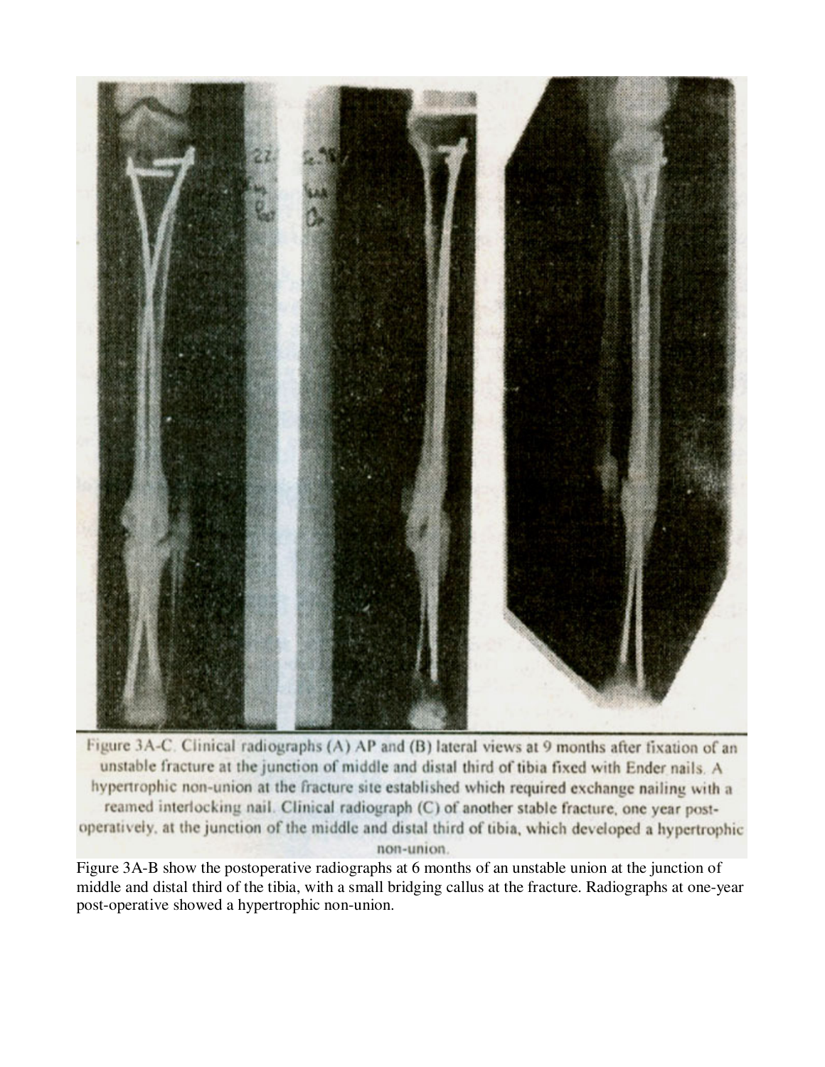Figure 3A-C. Clinical radiographs (A) AP and (B) lateral views at 9 months after fixation of an unstable fracture at the junction of middle and distal third of tibia fixed with Ender nails. A hypertrophic non-union at the fracture site established which required exchange nailing with a reamed interlocking nail. Clinical radiograph (C) of another stable fracture, one year post-operatively, at the junction of the middle and distal third of tibia, which developed a hypertrophic non-union.

Figure 3A-B show the postoperative radiographs at 6 months of an unstable union at the junction of middle and distal third of the tibia, with a small bridging callus at the fracture. Radiographs at one-year post-operative showed a hypertrophic non-union.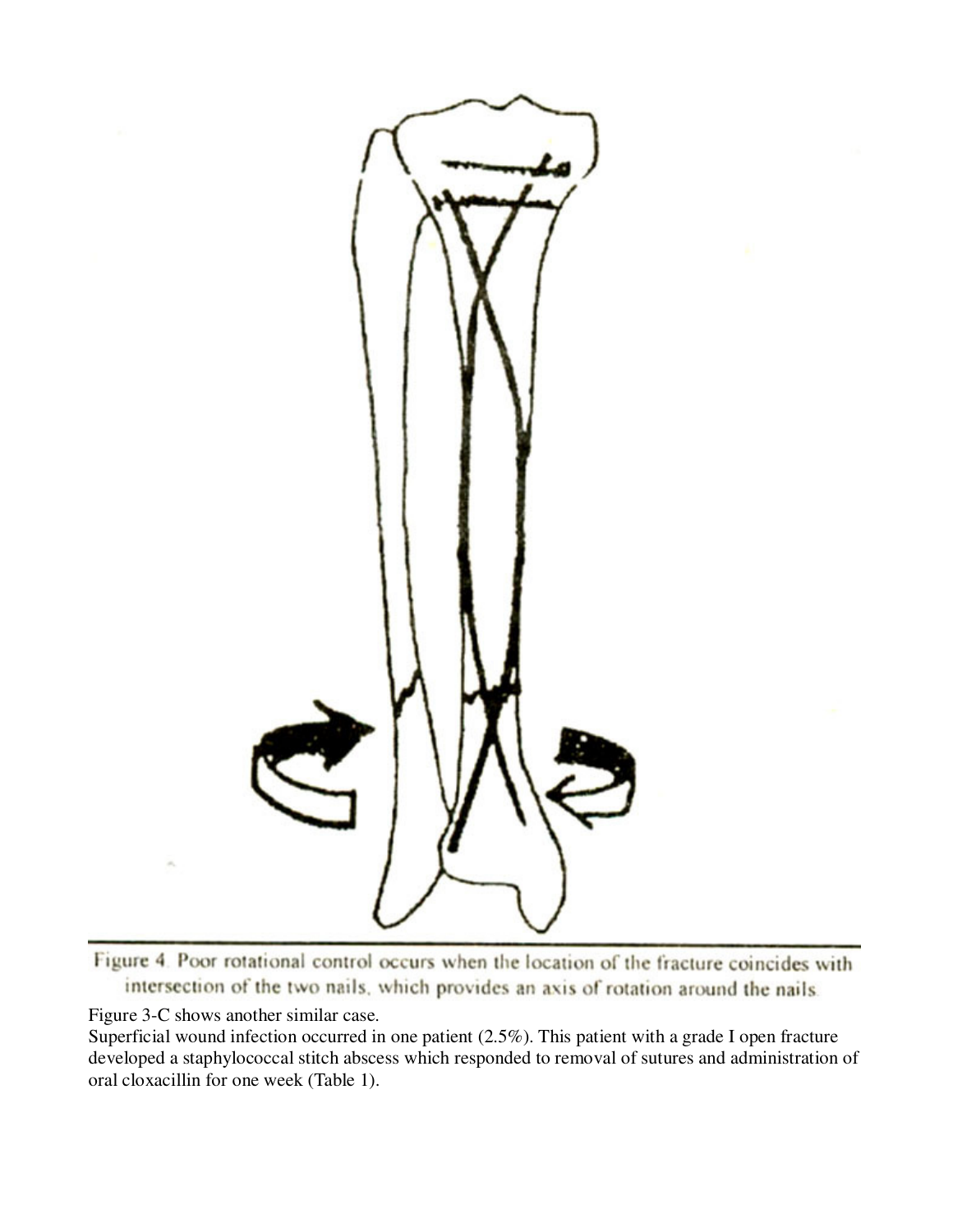Figure 4. Poor rotational control occurs when the location of the fracture coincides with intersection of the two nails, which provides an axis of rotation around the nails.

Figure 3-C shows another similar case.

Superficial wound infection occurred in one patient (2.5%). This patient with a grade I open fracture developed a staphylococcal stitch abscess which responded to removal of sutures and administration of oral cloxacillin for one week (Table 1).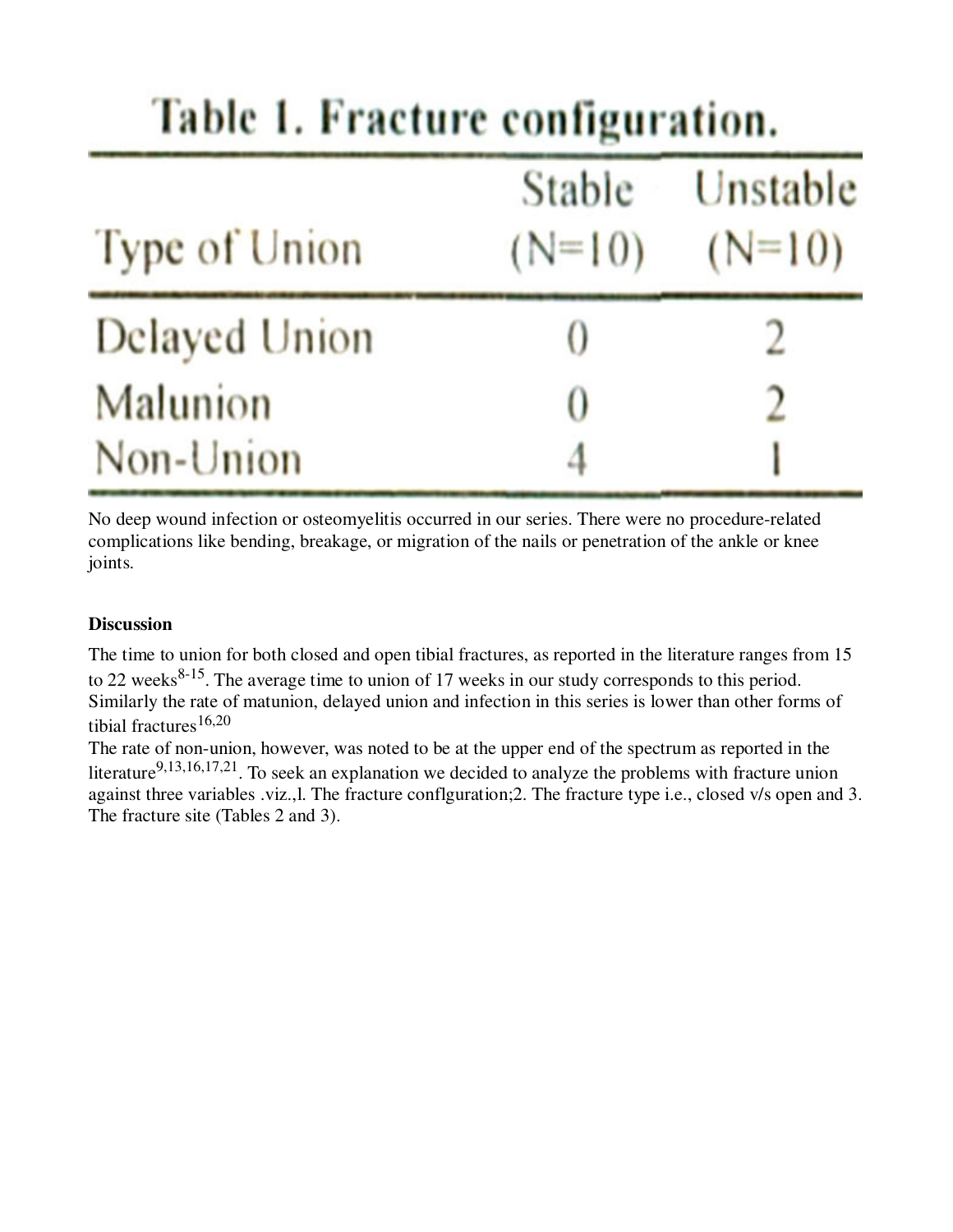Table 1. Fracture configuration.

| Type of Union | Stable (N=10) | Unstable (N=10) |
|---|---|---|
| Delayed Union | 0 | 2 |
| Malunion | 0 | 2 |
| Non-Union | 4 | 1 |

No deep wound infection or osteomyelitis occurred in our series. There were no procedure-related complications like bending, breakage, or migration of the nails or penetration of the ankle or knee joints.

**Discussion**

The time to union for both closed and open tibial fractures, as reported in the literature ranges from 15 to 22 weeks[8-15]. The average time to union of 17 weeks in our study corresponds to this period. Similarly the rate of matunion, delayed union and infection in this series is lower than other forms of tibial fractures[16,20]

The rate of non-union, however, was noted to be at the upper end of the spectrum as reported in the literature[9,13,16,17,21]. To seek an explanation we decided to analyze the problems with fracture union against three variables .viz.,l. The fracture conflguration;2. The fracture type i.e., closed v/s open and 3. The fracture site (Tables 2 and 3).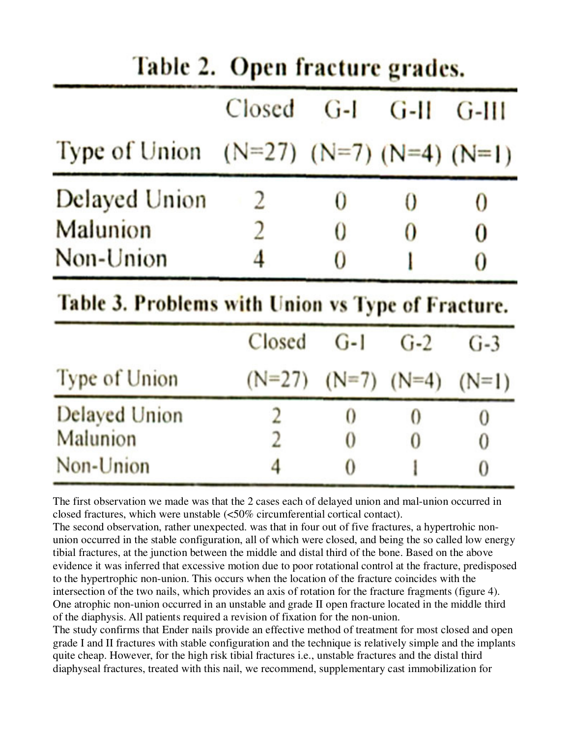**Table 2. Open fracture grades.**

| Type of Union | Closed (N=27) | G-I (N=7) | G-II (N=4) | G-III (N=1) |
|---|---|---|---|---|
| Delayed Union | 2 | 0 | 0 | 0 |
| Malunion | 2 | 0 | 0 | 0 |
| Non-Union | 4 | 0 | 1 | 0 |

**Table 3. Problems with Union vs Type of Fracture.**

| Type of Union | Closed (N=27) | G-1 (N=7) | G-2 (N=4) | G-3 (N=1) |
|---|---|---|---|---|
| Delayed Union | 2 | 0 | 0 | 0 |
| Malunion | 2 | 0 | 0 | 0 |
| Non-Union | 4 | 0 | 1 | 0 |

The first observation we made was that the 2 cases each of delayed union and mal-union occurred in closed fractures, which were unstable (<50% circumferential cortical contact).

The second observation, rather unexpected. was that in four out of five fractures, a hypertrohic non-union occurred in the stable configuration, all of which were closed, and being the so called low energy tibial fractures, at the junction between the middle and distal third of the bone. Based on the above evidence it was inferred that excessive motion due to poor rotational control at the fracture, predisposed to the hypertrophic non-union. This occurs when the location of the fracture coincides with the intersection of the two nails, which provides an axis of rotation for the fracture fragments (figure 4). One atrophic non-union occurred in an unstable and grade II open fracture located in the middle third of the diaphysis. All patients required a revision of fixation for the non-union.

The study confirms that Ender nails provide an effective method of treatment for most closed and open grade I and II fractures with stable configuration and the technique is relatively simple and the implants quite cheap. However, for the high risk tibial fractures i.e., unstable fractures and the distal third diaphyseal fractures, treated with this nail, we recommend, supplementary cast immobilization for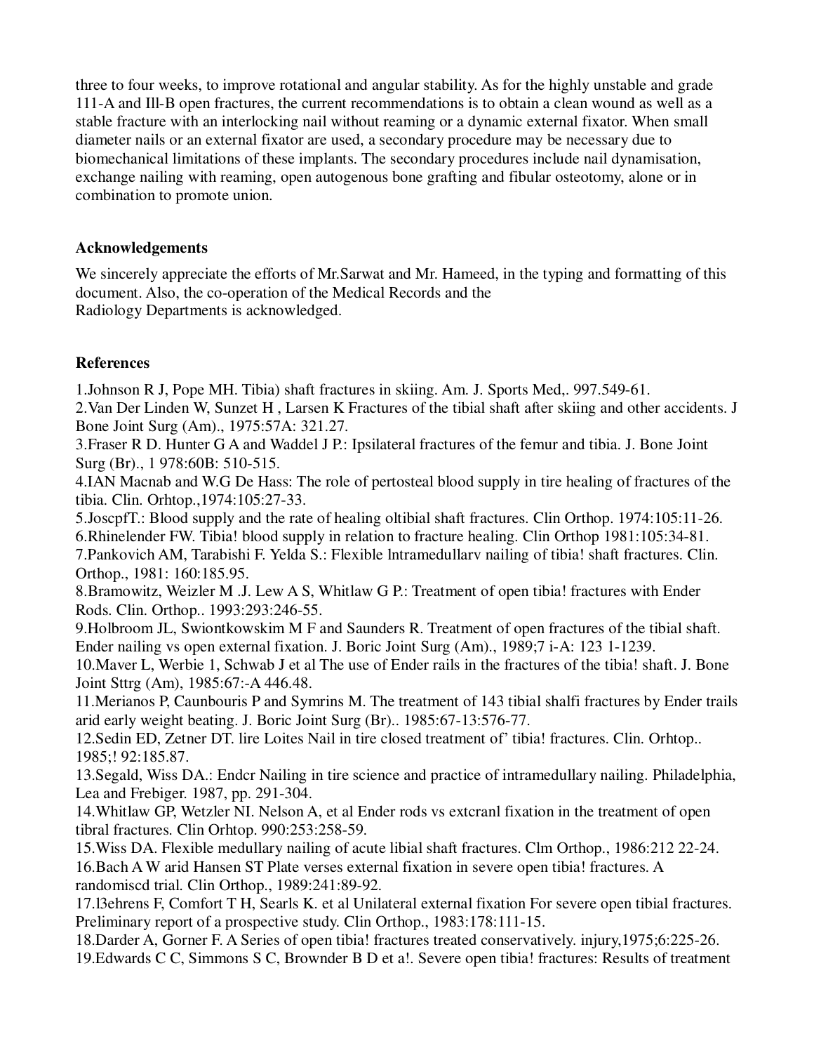three to four weeks, to improve rotational and angular stability. As for the highly unstable and grade 111-A and Ill-B open fractures, the current recommendations is to obtain a clean wound as well as a stable fracture with an interlocking nail without reaming or a dynamic external fixator. When small diameter nails or an external fixator are used, a secondary procedure may be necessary due to biomechanical limitations of these implants. The secondary procedures include nail dynamisation, exchange nailing with reaming, open autogenous bone grafting and fibular osteotomy, alone or in combination to promote union.

## Acknowledgements

We sincerely appreciate the efforts of Mr.Sarwat and Mr. Hameed, in the typing and formatting of this document. Also, the co-operation of the Medical Records and the Radiology Departments is acknowledged.

## References

1.Johnson R J, Pope MH. Tibia) shaft fractures in skiing. Am. J. Sports Med,. 997.549-61.
2.Van Der Linden W, Sunzet H , Larsen K Fractures of the tibial shaft after skiing and other accidents. J Bone Joint Surg (Am)., 1975:57A: 321.27.
3.Fraser R D. Hunter G A and Waddel J P.: Ipsilateral fractures of the femur and tibia. J. Bone Joint Surg (Br)., 1 978:60B: 510-515.
4.IAN Macnab and W.G De Hass: The role of pertosteal blood supply in tire healing of fractures of the tibia. Clin. Orhtop.,1974:105:27-33.
5.JoscpfT.: Blood supply and the rate of healing oltibial shaft fractures. Clin Orthop. 1974:105:11-26.
6.Rhinelender FW. Tibia! blood supply in relation to fracture healing. Clin Orthop 1981:105:34-81.
7.Pankovich AM, Tarabishi F. Yelda S.: Flexible lntramedullarv nailing of tibia! shaft fractures. Clin. Orthop., 1981: 160:185.95.
8.Bramowitz, Weizler M .J. Lew A S, Whitlaw G P.: Treatment of open tibia! fractures with Ender Rods. Clin. Orthop.. 1993:293:246-55.
9.Holbroom JL, Swiontkowskim M F and Saunders R. Treatment of open fractures of the tibial shaft. Ender nailing vs open external fixation. J. Boric Joint Surg (Am)., 1989;7 i-A: 123 1-1239.
10.Maver L, Werbie 1, Schwab J et al The use of Ender rails in the fractures of the tibia! shaft. J. Bone Joint Sttrg (Am), 1985:67:-A 446.48.
11.Merianos P, Caunbouris P and Symrins M. The treatment of 143 tibial shalfi fractures by Ender trails arid early weight beating. J. Boric Joint Surg (Br).. 1985:67-13:576-77.
12.Sedin ED, Zetner DT. lire Loites Nail in tire closed treatment of' tibia! fractures. Clin. Orhtop.. 1985;! 92:185.87.
13.Segald, Wiss DA.: Endcr Nailing in tire science and practice of intramedullary nailing. Philadelphia, Lea and Frebiger. 1987, pp. 291-304.
14.Whitlaw GP, Wetzler NI. Nelson A, et al Ender rods vs extcranl fixation in the treatment of open tibral fractures. Clin Orhtop. 990:253:258-59.
15.Wiss DA. Flexible medullary nailing of acute libial shaft fractures. Clm Orthop., 1986:212 22-24.
16.Bach A W arid Hansen ST Plate verses external fixation in severe open tibia! fractures. A randomiscd trial. Clin Orthop., 1989:241:89-92.
17.l3ehrens F, Comfort T H, Searls K. et al Unilateral external fixation For severe open tibial fractures. Preliminary report of a prospective study. Clin Orthop., 1983:178:111-15.
18.Darder A, Gorner F. A Series of open tibia! fractures treated conservatively. injury,1975;6:225-26.
19.Edwards C C, Simmons S C, Brownder B D et a!. Severe open tibia! fractures: Results of treatment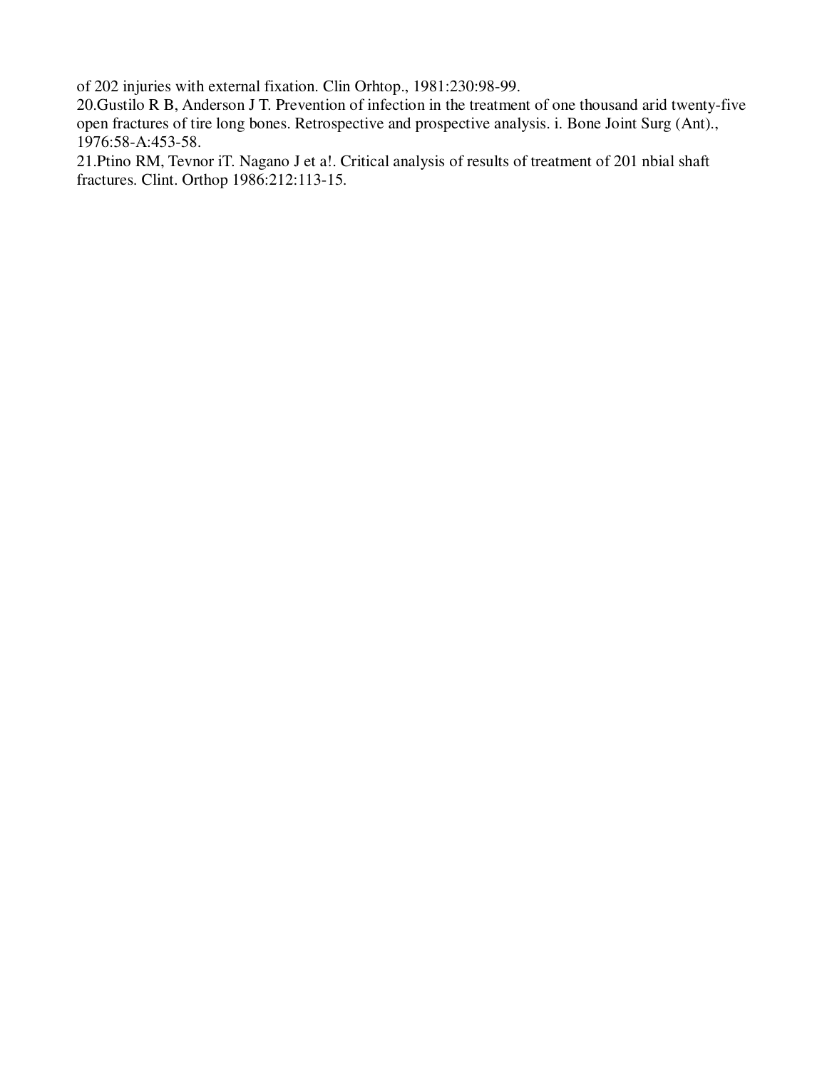of 202 injuries with external fixation. Clin Orhtop., 1981:230:98-99.

20.Gustilo R B, Anderson J T. Prevention of infection in the treatment of one thousand arid twenty-five open fractures of tire long bones. Retrospective and prospective analysis. i. Bone Joint Surg (Ant)., 1976:58-A:453-58.

21.Ptino RM, Tevnor iT. Nagano J et a!. Critical analysis of results of treatment of 201 nbial shaft fractures. Clint. Orthop 1986:212:113-15.